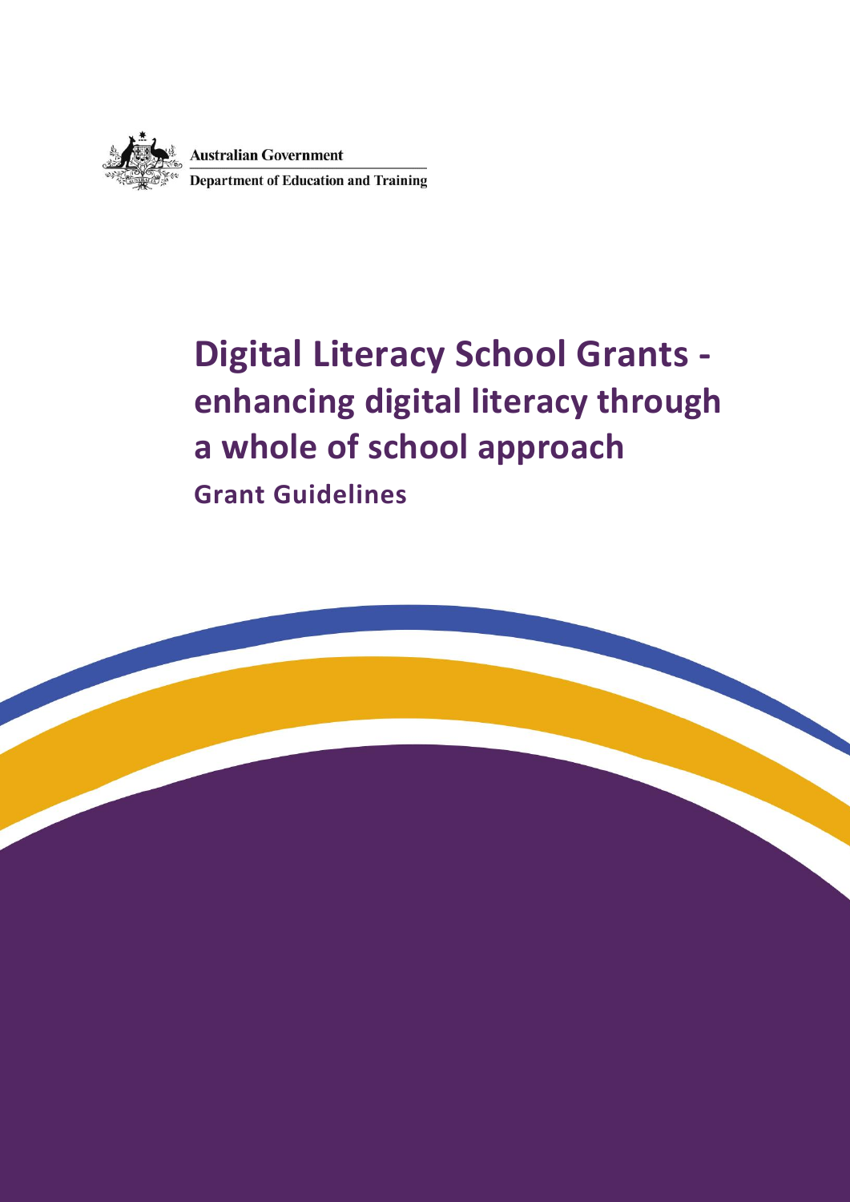Australian Government

Department of Education and Training

# Digital Literacy School Grants - enhancing digital literacy through a whole of school approach

## Grant Guidelines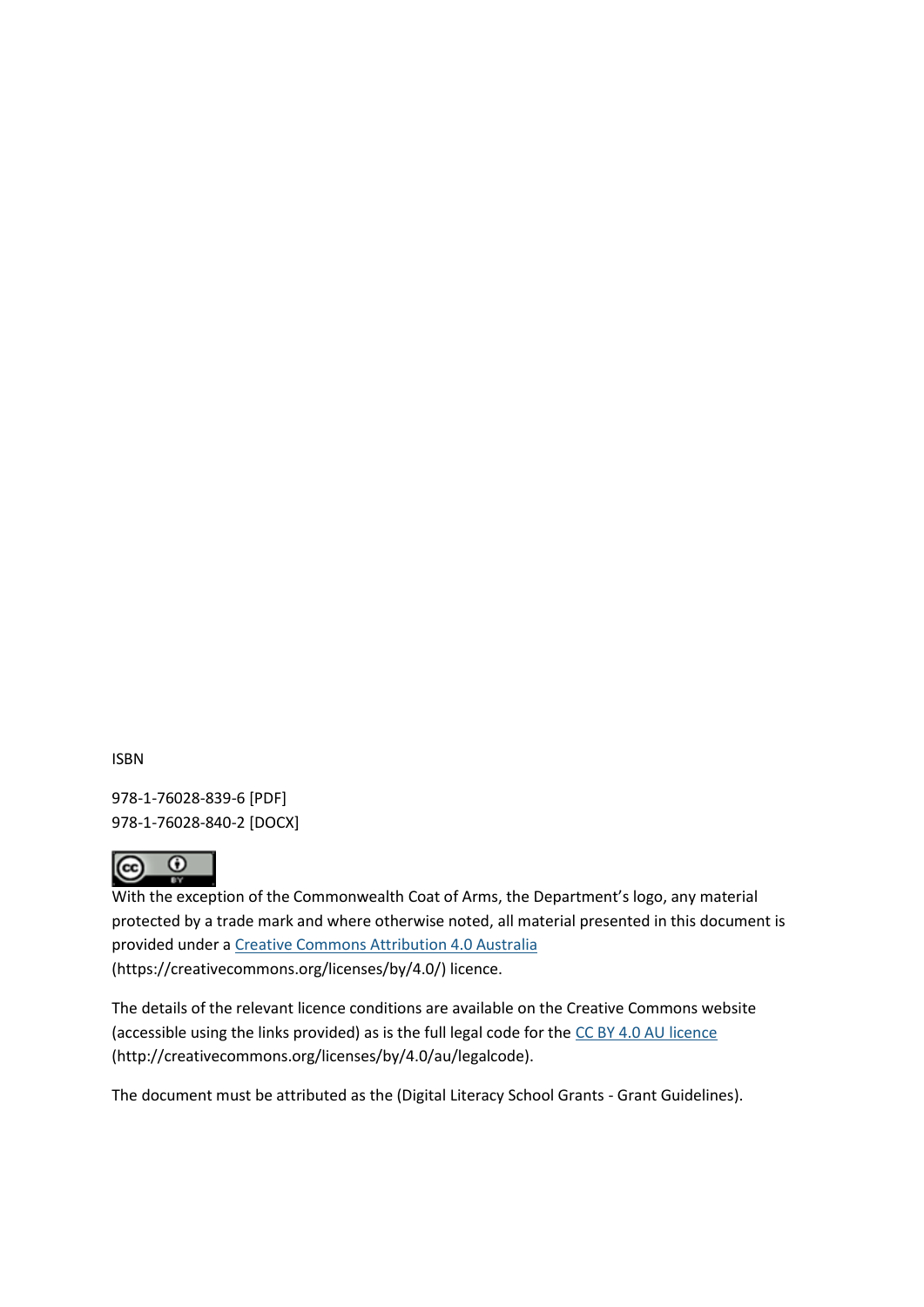ISBN

978-1-76028-839-6 [PDF]
978-1-76028-840-2 [DOCX]

With the exception of the Commonwealth Coat of Arms, the Department's logo, any material protected by a trade mark and where otherwise noted, all material presented in this document is provided under a [Creative Commons Attribution 4.0 Australia](https://creativecommons.org/licenses/by/4.0/) (https://creativecommons.org/licenses/by/4.0/) licence.

The details of the relevant licence conditions are available on the Creative Commons website (accessible using the links provided) as is the full legal code for the [CC BY 4.0 AU licence](http://creativecommons.org/licenses/by/4.0/au/legalcode) (http://creativecommons.org/licenses/by/4.0/au/legalcode).

The document must be attributed as the (Digital Literacy School Grants - Grant Guidelines).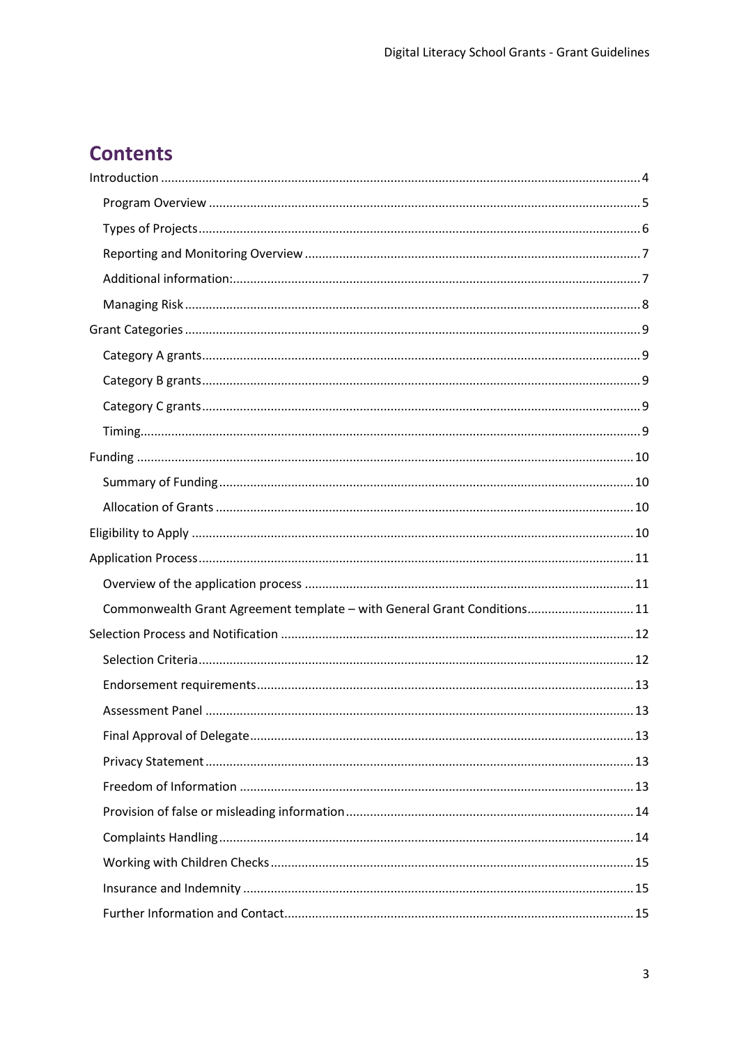# Contents

Introduction ........................................................................................................................................ 4

- Program Overview ........................................................................................................................ 5
- Types of Projects ............................................................................................................................ 6
- Reporting and Monitoring Overview ............................................................................................. 7
- Additional information: .................................................................................................................. 7
- Managing Risk ................................................................................................................................ 8

Grant Categories ................................................................................................................................. 9

- Category A grants ........................................................................................................................... 9
- Category B grants ........................................................................................................................... 9
- Category C grants ........................................................................................................................... 9
- Timing ............................................................................................................................................. 9

Funding ............................................................................................................................................. 10

- Summary of Funding ..................................................................................................................... 10
- Allocation of Grants ...................................................................................................................... 10

Eligibility to Apply ............................................................................................................................. 10

Application Process ........................................................................................................................... 11

- Overview of the application process ............................................................................................ 11
- Commonwealth Grant Agreement template – with General Grant Conditions ............................. 11

Selection Process and Notification ................................................................................................... 12

- Selection Criteria ........................................................................................................................... 12
- Endorsement requirements ........................................................................................................... 13
- Assessment Panel ......................................................................................................................... 13
- Final Approval of Delegate ............................................................................................................ 13
- Privacy Statement ......................................................................................................................... 13
- Freedom of Information ................................................................................................................ 13
- Provision of false or misleading information ................................................................................. 14
- Complaints Handling ..................................................................................................................... 14
- Working with Children Checks ...................................................................................................... 15
- Insurance and Indemnity .............................................................................................................. 15
- Further Information and Contact ................................................................................................... 15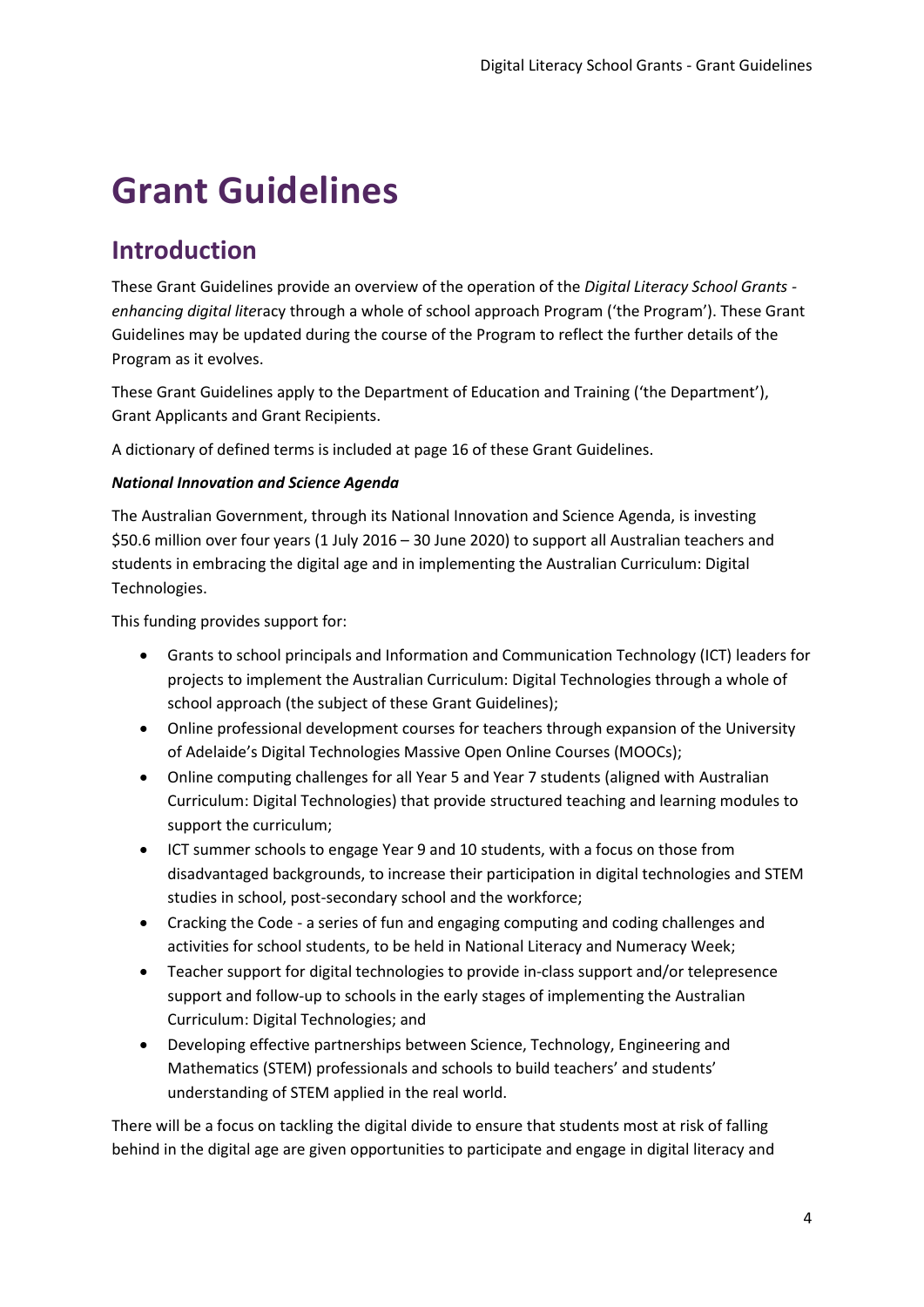# Grant Guidelines

## Introduction

These Grant Guidelines provide an overview of the operation of the *Digital Literacy School Grants - enhancing digital lite*racy through a whole of school approach Program ('the Program'). These Grant Guidelines may be updated during the course of the Program to reflect the further details of the Program as it evolves.

These Grant Guidelines apply to the Department of Education and Training ('the Department'), Grant Applicants and Grant Recipients.

A dictionary of defined terms is included at page 16 of these Grant Guidelines.

***National Innovation and Science Agenda***

The Australian Government, through its National Innovation and Science Agenda, is investing $50.6 million over four years (1 July 2016 – 30 June 2020) to support all Australian teachers and students in embracing the digital age and in implementing the Australian Curriculum: Digital Technologies.

This funding provides support for:

- Grants to school principals and Information and Communication Technology (ICT) leaders for projects to implement the Australian Curriculum: Digital Technologies through a whole of school approach (the subject of these Grant Guidelines);
- Online professional development courses for teachers through expansion of the University of Adelaide's Digital Technologies Massive Open Online Courses (MOOCs);
- Online computing challenges for all Year 5 and Year 7 students (aligned with Australian Curriculum: Digital Technologies) that provide structured teaching and learning modules to support the curriculum;
- ICT summer schools to engage Year 9 and 10 students, with a focus on those from disadvantaged backgrounds, to increase their participation in digital technologies and STEM studies in school, post-secondary school and the workforce;
- Cracking the Code - a series of fun and engaging computing and coding challenges and activities for school students, to be held in National Literacy and Numeracy Week;
- Teacher support for digital technologies to provide in-class support and/or telepresence support and follow-up to schools in the early stages of implementing the Australian Curriculum: Digital Technologies; and
- Developing effective partnerships between Science, Technology, Engineering and Mathematics (STEM) professionals and schools to build teachers' and students' understanding of STEM applied in the real world.

There will be a focus on tackling the digital divide to ensure that students most at risk of falling behind in the digital age are given opportunities to participate and engage in digital literacy and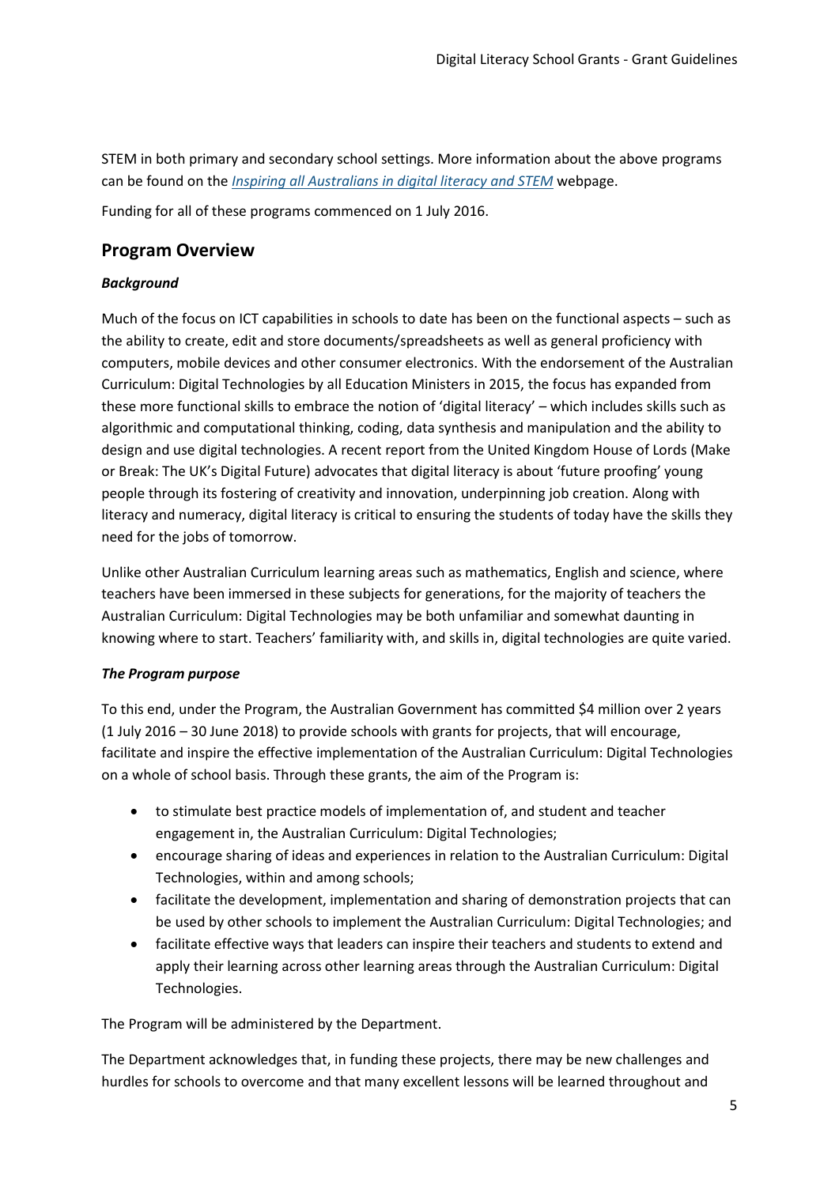STEM in both primary and secondary school settings. More information about the above programs can be found on the *Inspiring all Australians in digital literacy and STEM* webpage.

Funding for all of these programs commenced on 1 July 2016.

## Program Overview

### *Background*

Much of the focus on ICT capabilities in schools to date has been on the functional aspects – such as the ability to create, edit and store documents/spreadsheets as well as general proficiency with computers, mobile devices and other consumer electronics. With the endorsement of the Australian Curriculum: Digital Technologies by all Education Ministers in 2015, the focus has expanded from these more functional skills to embrace the notion of 'digital literacy' – which includes skills such as algorithmic and computational thinking, coding, data synthesis and manipulation and the ability to design and use digital technologies. A recent report from the United Kingdom House of Lords (Make or Break: The UK's Digital Future) advocates that digital literacy is about 'future proofing' young people through its fostering of creativity and innovation, underpinning job creation. Along with literacy and numeracy, digital literacy is critical to ensuring the students of today have the skills they need for the jobs of tomorrow.

Unlike other Australian Curriculum learning areas such as mathematics, English and science, where teachers have been immersed in these subjects for generations, for the majority of teachers the Australian Curriculum: Digital Technologies may be both unfamiliar and somewhat daunting in knowing where to start. Teachers' familiarity with, and skills in, digital technologies are quite varied.

### *The Program purpose*

To this end, under the Program, the Australian Government has committed $4 million over 2 years (1 July 2016 – 30 June 2018) to provide schools with grants for projects, that will encourage, facilitate and inspire the effective implementation of the Australian Curriculum: Digital Technologies on a whole of school basis. Through these grants, the aim of the Program is:

- to stimulate best practice models of implementation of, and student and teacher engagement in, the Australian Curriculum: Digital Technologies;
- encourage sharing of ideas and experiences in relation to the Australian Curriculum: Digital Technologies, within and among schools;
- facilitate the development, implementation and sharing of demonstration projects that can be used by other schools to implement the Australian Curriculum: Digital Technologies; and
- facilitate effective ways that leaders can inspire their teachers and students to extend and apply their learning across other learning areas through the Australian Curriculum: Digital Technologies.

The Program will be administered by the Department.

The Department acknowledges that, in funding these projects, there may be new challenges and hurdles for schools to overcome and that many excellent lessons will be learned throughout and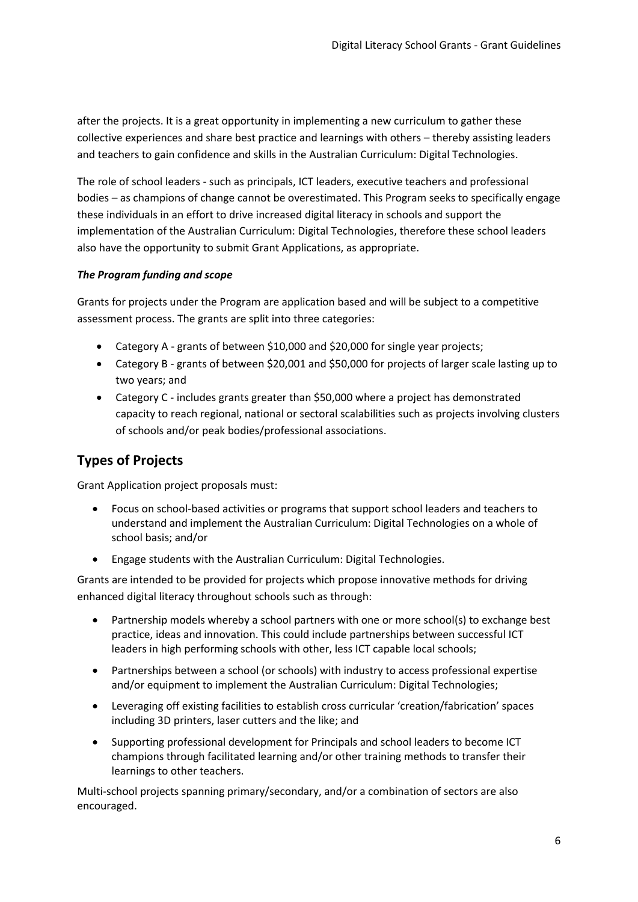after the projects. It is a great opportunity in implementing a new curriculum to gather these collective experiences and share best practice and learnings with others – thereby assisting leaders and teachers to gain confidence and skills in the Australian Curriculum: Digital Technologies.

The role of school leaders - such as principals, ICT leaders, executive teachers and professional bodies – as champions of change cannot be overestimated. This Program seeks to specifically engage these individuals in an effort to drive increased digital literacy in schools and support the implementation of the Australian Curriculum: Digital Technologies, therefore these school leaders also have the opportunity to submit Grant Applications, as appropriate.

***The Program funding and scope***

Grants for projects under the Program are application based and will be subject to a competitive assessment process. The grants are split into three categories:

- Category A - grants of between $10,000 and $20,000 for single year projects;
- Category B - grants of between $20,001 and $50,000 for projects of larger scale lasting up to two years; and
- Category C - includes grants greater than $50,000 where a project has demonstrated capacity to reach regional, national or sectoral scalabilities such as projects involving clusters of schools and/or peak bodies/professional associations.

## Types of Projects

Grant Application project proposals must:

- Focus on school-based activities or programs that support school leaders and teachers to understand and implement the Australian Curriculum: Digital Technologies on a whole of school basis; and/or
- Engage students with the Australian Curriculum: Digital Technologies.

Grants are intended to be provided for projects which propose innovative methods for driving enhanced digital literacy throughout schools such as through:

- Partnership models whereby a school partners with one or more school(s) to exchange best practice, ideas and innovation. This could include partnerships between successful ICT leaders in high performing schools with other, less ICT capable local schools;
- Partnerships between a school (or schools) with industry to access professional expertise and/or equipment to implement the Australian Curriculum: Digital Technologies;
- Leveraging off existing facilities to establish cross curricular 'creation/fabrication' spaces including 3D printers, laser cutters and the like; and
- Supporting professional development for Principals and school leaders to become ICT champions through facilitated learning and/or other training methods to transfer their learnings to other teachers.

Multi-school projects spanning primary/secondary, and/or a combination of sectors are also encouraged.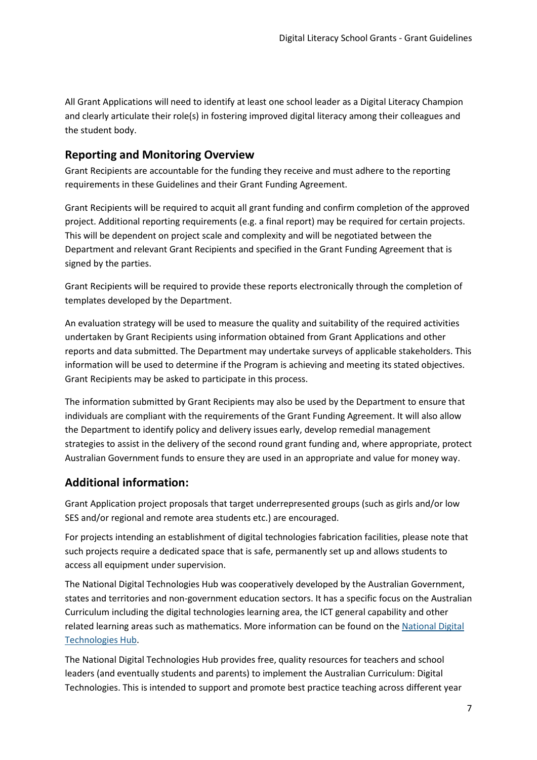All Grant Applications will need to identify at least one school leader as a Digital Literacy Champion and clearly articulate their role(s) in fostering improved digital literacy among their colleagues and the student body.

## Reporting and Monitoring Overview

Grant Recipients are accountable for the funding they receive and must adhere to the reporting requirements in these Guidelines and their Grant Funding Agreement.

Grant Recipients will be required to acquit all grant funding and confirm completion of the approved project. Additional reporting requirements (e.g. a final report) may be required for certain projects. This will be dependent on project scale and complexity and will be negotiated between the Department and relevant Grant Recipients and specified in the Grant Funding Agreement that is signed by the parties.

Grant Recipients will be required to provide these reports electronically through the completion of templates developed by the Department.

An evaluation strategy will be used to measure the quality and suitability of the required activities undertaken by Grant Recipients using information obtained from Grant Applications and other reports and data submitted. The Department may undertake surveys of applicable stakeholders. This information will be used to determine if the Program is achieving and meeting its stated objectives. Grant Recipients may be asked to participate in this process.

The information submitted by Grant Recipients may also be used by the Department to ensure that individuals are compliant with the requirements of the Grant Funding Agreement. It will also allow the Department to identify policy and delivery issues early, develop remedial management strategies to assist in the delivery of the second round grant funding and, where appropriate, protect Australian Government funds to ensure they are used in an appropriate and value for money way.

## Additional information:

Grant Application project proposals that target underrepresented groups (such as girls and/or low SES and/or regional and remote area students etc.) are encouraged.

For projects intending an establishment of digital technologies fabrication facilities, please note that such projects require a dedicated space that is safe, permanently set up and allows students to access all equipment under supervision.

The National Digital Technologies Hub was cooperatively developed by the Australian Government, states and territories and non-government education sectors. It has a specific focus on the Australian Curriculum including the digital technologies learning area, the ICT general capability and other related learning areas such as mathematics. More information can be found on the National Digital Technologies Hub.

The National Digital Technologies Hub provides free, quality resources for teachers and school leaders (and eventually students and parents) to implement the Australian Curriculum: Digital Technologies. This is intended to support and promote best practice teaching across different year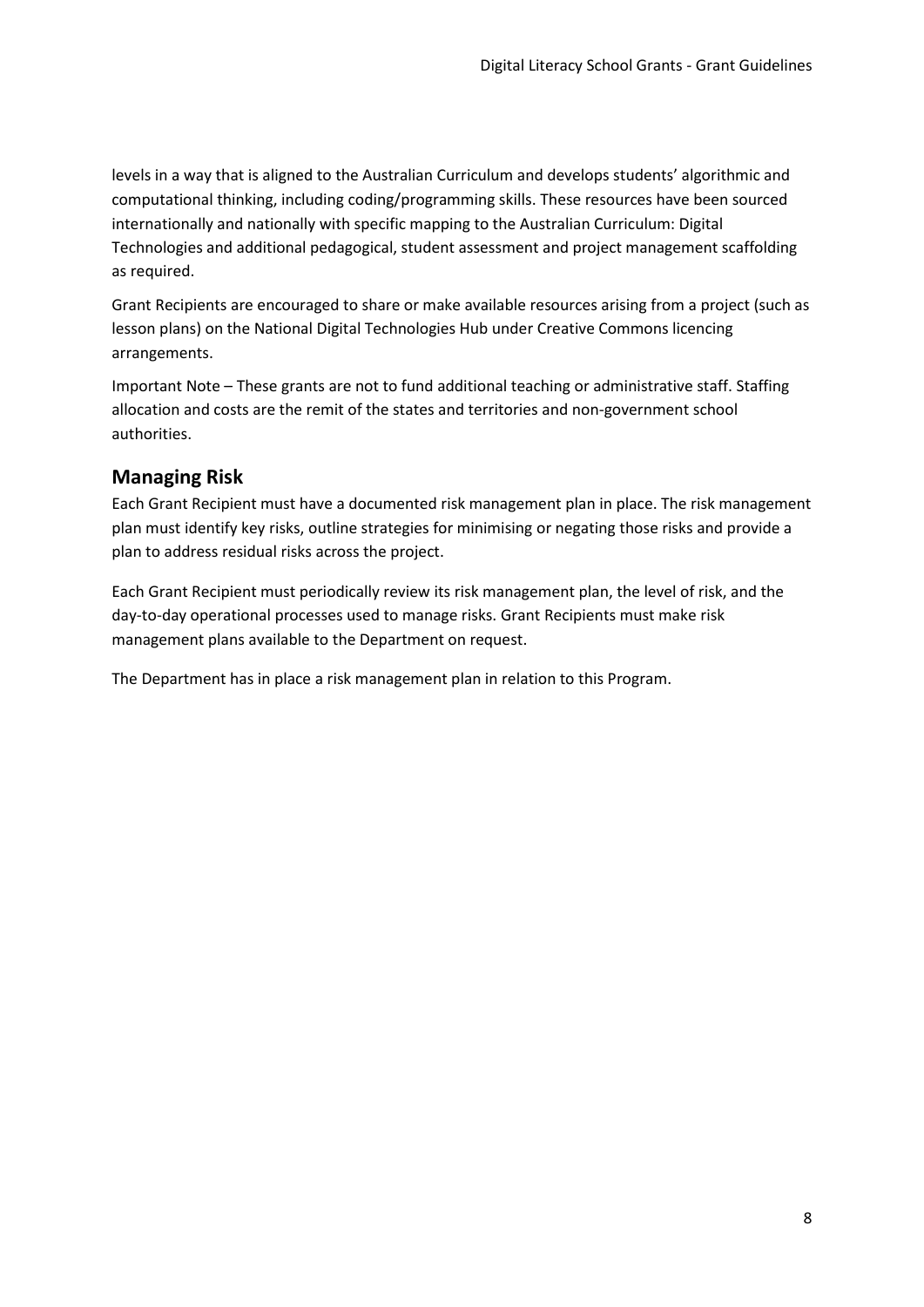levels in a way that is aligned to the Australian Curriculum and develops students' algorithmic and computational thinking, including coding/programming skills. These resources have been sourced internationally and nationally with specific mapping to the Australian Curriculum: Digital Technologies and additional pedagogical, student assessment and project management scaffolding as required.

Grant Recipients are encouraged to share or make available resources arising from a project (such as lesson plans) on the National Digital Technologies Hub under Creative Commons licencing arrangements.

Important Note – These grants are not to fund additional teaching or administrative staff. Staffing allocation and costs are the remit of the states and territories and non-government school authorities.

## Managing Risk

Each Grant Recipient must have a documented risk management plan in place. The risk management plan must identify key risks, outline strategies for minimising or negating those risks and provide a plan to address residual risks across the project.

Each Grant Recipient must periodically review its risk management plan, the level of risk, and the day-to-day operational processes used to manage risks. Grant Recipients must make risk management plans available to the Department on request.

The Department has in place a risk management plan in relation to this Program.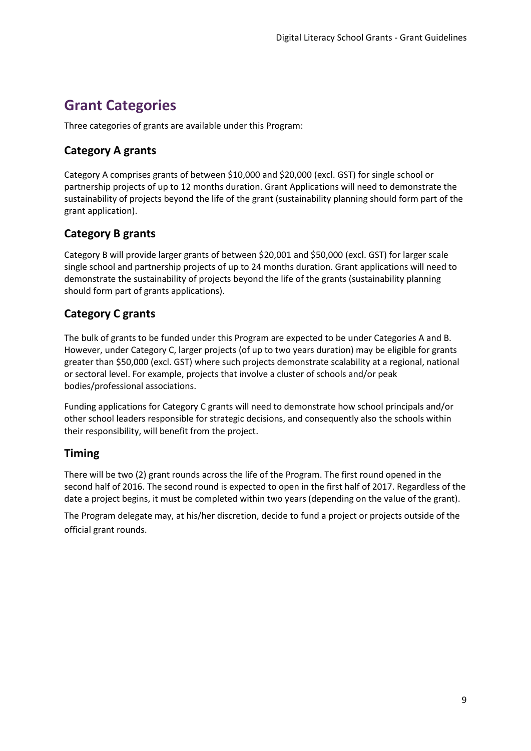## Grant Categories

Three categories of grants are available under this Program:

### Category A grants

Category A comprises grants of between $10,000 and $20,000 (excl. GST) for single school or partnership projects of up to 12 months duration. Grant Applications will need to demonstrate the sustainability of projects beyond the life of the grant (sustainability planning should form part of the grant application).

### Category B grants

Category B will provide larger grants of between $20,001 and $50,000 (excl. GST) for larger scale single school and partnership projects of up to 24 months duration. Grant applications will need to demonstrate the sustainability of projects beyond the life of the grants (sustainability planning should form part of grants applications).

### Category C grants

The bulk of grants to be funded under this Program are expected to be under Categories A and B. However, under Category C, larger projects (of up to two years duration) may be eligible for grants greater than $50,000 (excl. GST) where such projects demonstrate scalability at a regional, national or sectoral level. For example, projects that involve a cluster of schools and/or peak bodies/professional associations.

Funding applications for Category C grants will need to demonstrate how school principals and/or other school leaders responsible for strategic decisions, and consequently also the schools within their responsibility, will benefit from the project.

### Timing

There will be two (2) grant rounds across the life of the Program. The first round opened in the second half of 2016. The second round is expected to open in the first half of 2017. Regardless of the date a project begins, it must be completed within two years (depending on the value of the grant).

The Program delegate may, at his/her discretion, decide to fund a project or projects outside of the official grant rounds.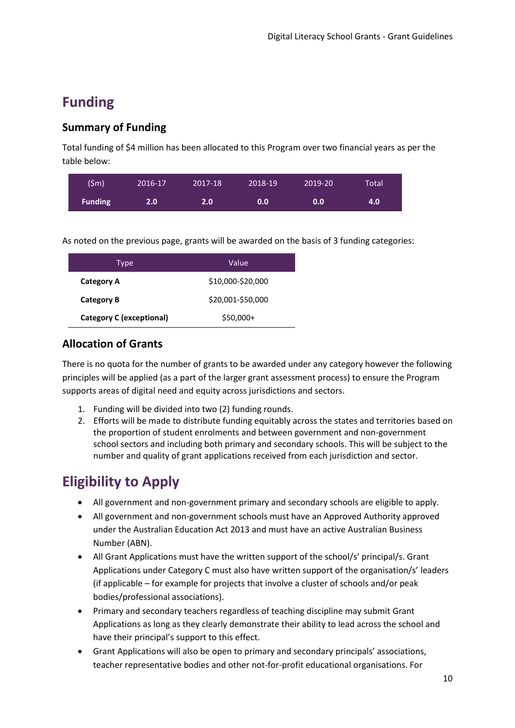# Funding

## Summary of Funding

Total funding of $4 million has been allocated to this Program over two financial years as per the table below:

| ($m) | 2016-17 | 2017-18 | 2018-19 | 2019-20 | Total |
|---|---|---|---|---|---|
| **Funding** | **2.0** | **2.0** | **0.0** | **0.0** | **4.0** |

As noted on the previous page, grants will be awarded on the basis of 3 funding categories:

| Type | Value |
|---|---|
| **Category A** | $10,000-$20,000 |
| **Category B** | $20,001-$50,000 |
| **Category C (exceptional)** | $50,000+ |

## Allocation of Grants

There is no quota for the number of grants to be awarded under any category however the following principles will be applied (as a part of the larger grant assessment process) to ensure the Program supports areas of digital need and equity across jurisdictions and sectors.

1. Funding will be divided into two (2) funding rounds.
2. Efforts will be made to distribute funding equitably across the states and territories based on the proportion of student enrolments and between government and non-government school sectors and including both primary and secondary schools. This will be subject to the number and quality of grant applications received from each jurisdiction and sector.

# Eligibility to Apply

- All government and non-government primary and secondary schools are eligible to apply.
- All government and non-government schools must have an Approved Authority approved under the Australian Education Act 2013 and must have an active Australian Business Number (ABN).
- All Grant Applications must have the written support of the school/s' principal/s. Grant Applications under Category C must also have written support of the organisation/s' leaders (if applicable – for example for projects that involve a cluster of schools and/or peak bodies/professional associations).
- Primary and secondary teachers regardless of teaching discipline may submit Grant Applications as long as they clearly demonstrate their ability to lead across the school and have their principal's support to this effect.
- Grant Applications will also be open to primary and secondary principals' associations, teacher representative bodies and other not-for-profit educational organisations. For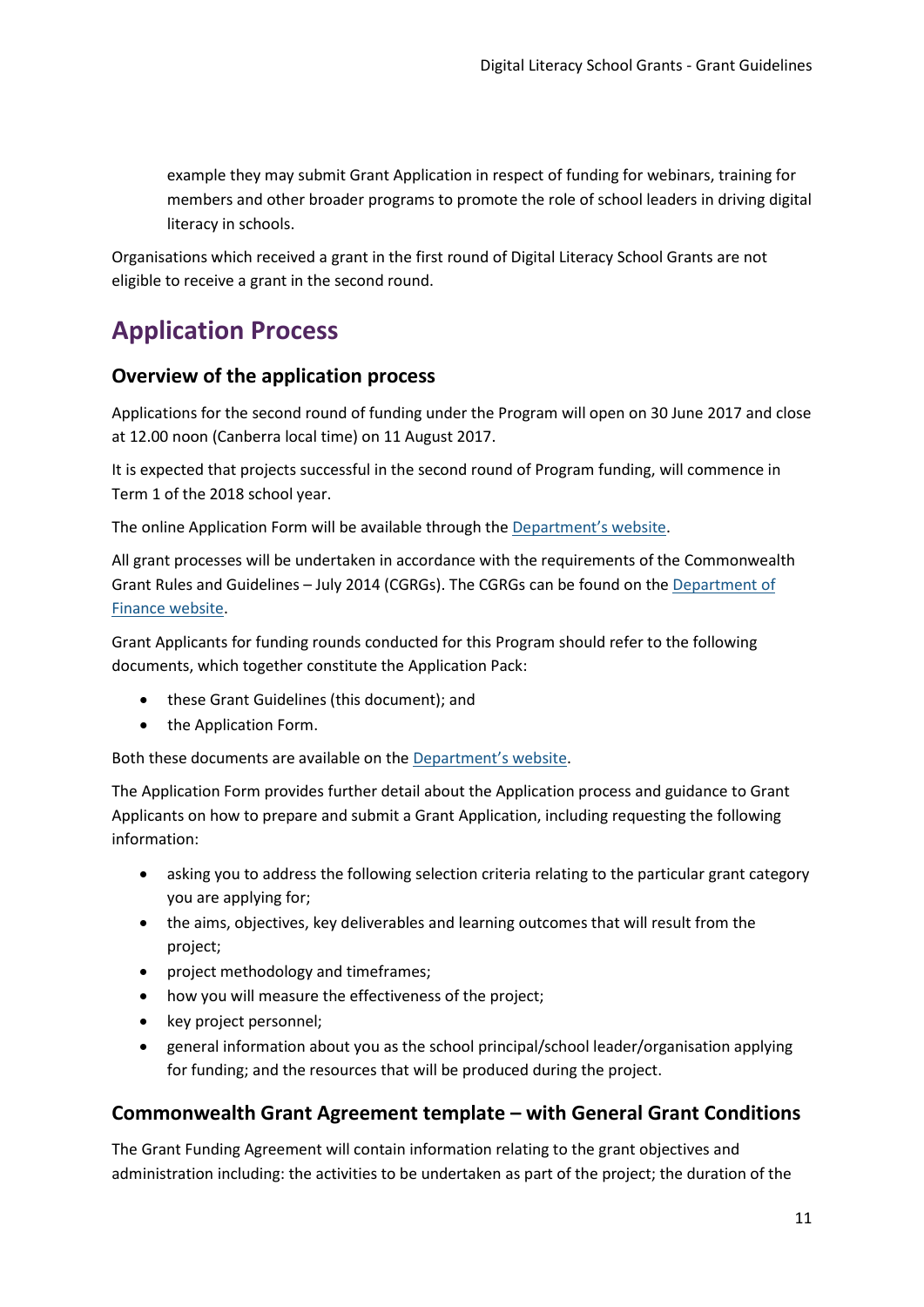example they may submit Grant Application in respect of funding for webinars, training for members and other broader programs to promote the role of school leaders in driving digital literacy in schools.

Organisations which received a grant in the first round of Digital Literacy School Grants are not eligible to receive a grant in the second round.

# Application Process

## Overview of the application process

Applications for the second round of funding under the Program will open on 30 June 2017 and close at 12.00 noon (Canberra local time) on 11 August 2017.

It is expected that projects successful in the second round of Program funding, will commence in Term 1 of the 2018 school year.

The online Application Form will be available through the [Department's website](#).

All grant processes will be undertaken in accordance with the requirements of the Commonwealth Grant Rules and Guidelines – July 2014 (CGRGs). The CGRGs can be found on the [Department of Finance website](#).

Grant Applicants for funding rounds conducted for this Program should refer to the following documents, which together constitute the Application Pack:

- these Grant Guidelines (this document); and
- the Application Form.

Both these documents are available on the [Department's website](#).

The Application Form provides further detail about the Application process and guidance to Grant Applicants on how to prepare and submit a Grant Application, including requesting the following information:

- asking you to address the following selection criteria relating to the particular grant category you are applying for;
- the aims, objectives, key deliverables and learning outcomes that will result from the project;
- project methodology and timeframes;
- how you will measure the effectiveness of the project;
- key project personnel;
- general information about you as the school principal/school leader/organisation applying for funding; and the resources that will be produced during the project.

## Commonwealth Grant Agreement template – with General Grant Conditions

The Grant Funding Agreement will contain information relating to the grant objectives and administration including: the activities to be undertaken as part of the project; the duration of the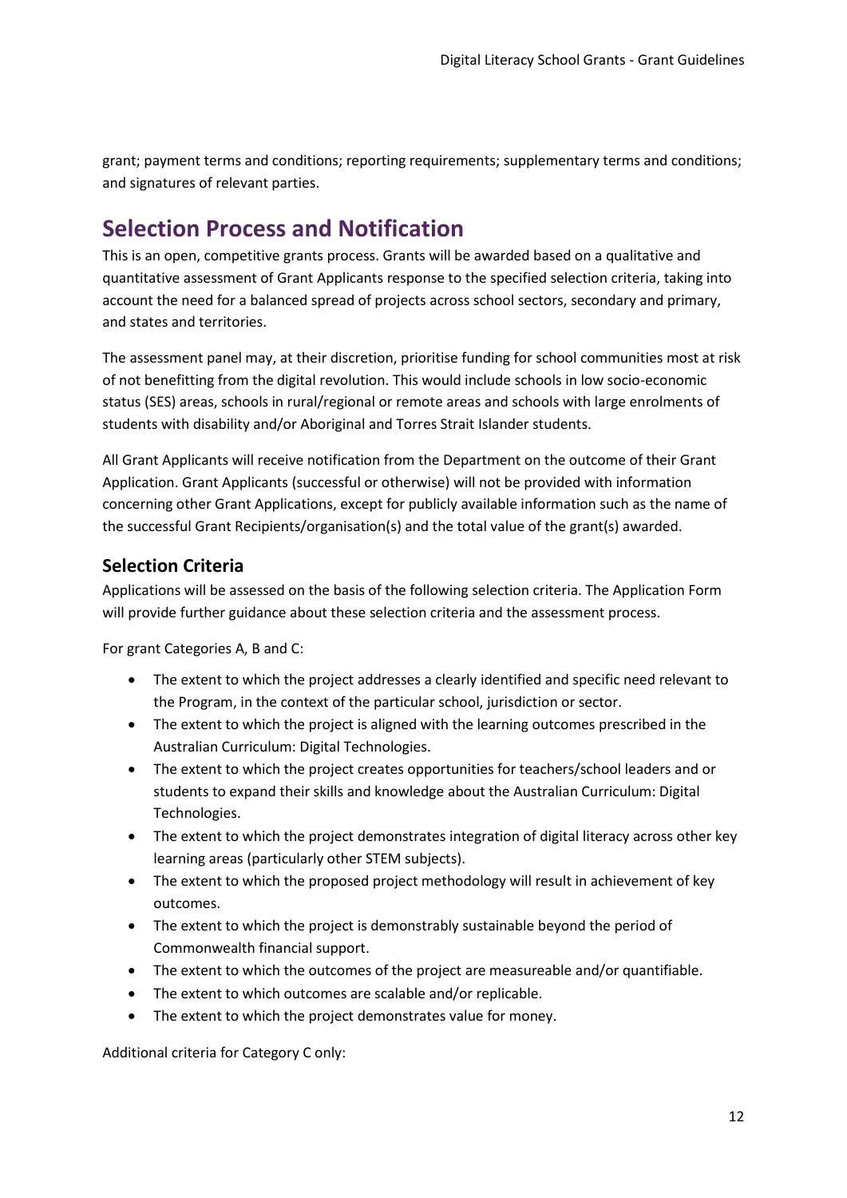grant; payment terms and conditions; reporting requirements; supplementary terms and conditions; and signatures of relevant parties.

## Selection Process and Notification

This is an open, competitive grants process. Grants will be awarded based on a qualitative and quantitative assessment of Grant Applicants response to the specified selection criteria, taking into account the need for a balanced spread of projects across school sectors, secondary and primary, and states and territories.

The assessment panel may, at their discretion, prioritise funding for school communities most at risk of not benefitting from the digital revolution. This would include schools in low socio-economic status (SES) areas, schools in rural/regional or remote areas and schools with large enrolments of students with disability and/or Aboriginal and Torres Strait Islander students.

All Grant Applicants will receive notification from the Department on the outcome of their Grant Application. Grant Applicants (successful or otherwise) will not be provided with information concerning other Grant Applications, except for publicly available information such as the name of the successful Grant Recipients/organisation(s) and the total value of the grant(s) awarded.

### Selection Criteria

Applications will be assessed on the basis of the following selection criteria. The Application Form will provide further guidance about these selection criteria and the assessment process.

For grant Categories A, B and C:

- The extent to which the project addresses a clearly identified and specific need relevant to the Program, in the context of the particular school, jurisdiction or sector.
- The extent to which the project is aligned with the learning outcomes prescribed in the Australian Curriculum: Digital Technologies.
- The extent to which the project creates opportunities for teachers/school leaders and or students to expand their skills and knowledge about the Australian Curriculum: Digital Technologies.
- The extent to which the project demonstrates integration of digital literacy across other key learning areas (particularly other STEM subjects).
- The extent to which the proposed project methodology will result in achievement of key outcomes.
- The extent to which the project is demonstrably sustainable beyond the period of Commonwealth financial support.
- The extent to which the outcomes of the project are measureable and/or quantifiable.
- The extent to which outcomes are scalable and/or replicable.
- The extent to which the project demonstrates value for money.

Additional criteria for Category C only: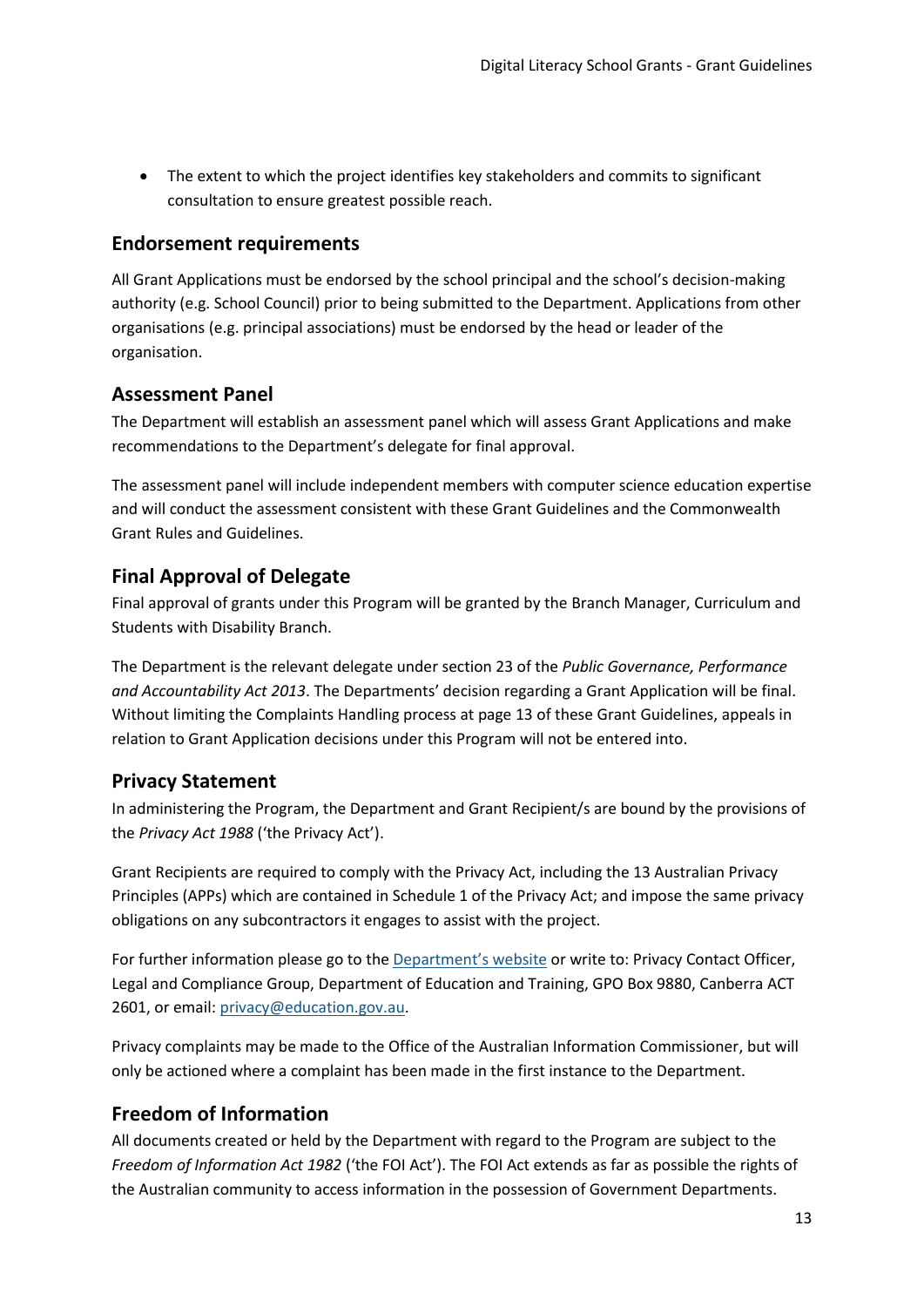- The extent to which the project identifies key stakeholders and commits to significant consultation to ensure greatest possible reach.

## Endorsement requirements

All Grant Applications must be endorsed by the school principal and the school's decision-making authority (e.g. School Council) prior to being submitted to the Department. Applications from other organisations (e.g. principal associations) must be endorsed by the head or leader of the organisation.

## Assessment Panel

The Department will establish an assessment panel which will assess Grant Applications and make recommendations to the Department's delegate for final approval.

The assessment panel will include independent members with computer science education expertise and will conduct the assessment consistent with these Grant Guidelines and the Commonwealth Grant Rules and Guidelines.

## Final Approval of Delegate

Final approval of grants under this Program will be granted by the Branch Manager, Curriculum and Students with Disability Branch.

The Department is the relevant delegate under section 23 of the *Public Governance, Performance and Accountability Act 2013*. The Departments' decision regarding a Grant Application will be final. Without limiting the Complaints Handling process at page 13 of these Grant Guidelines, appeals in relation to Grant Application decisions under this Program will not be entered into.

## Privacy Statement

In administering the Program, the Department and Grant Recipient/s are bound by the provisions of the *Privacy Act 1988* ('the Privacy Act').

Grant Recipients are required to comply with the Privacy Act, including the 13 Australian Privacy Principles (APPs) which are contained in Schedule 1 of the Privacy Act; and impose the same privacy obligations on any subcontractors it engages to assist with the project.

For further information please go to the Department's website or write to: Privacy Contact Officer, Legal and Compliance Group, Department of Education and Training, GPO Box 9880, Canberra ACT 2601, or email: privacy@education.gov.au.

Privacy complaints may be made to the Office of the Australian Information Commissioner, but will only be actioned where a complaint has been made in the first instance to the Department.

## Freedom of Information

All documents created or held by the Department with regard to the Program are subject to the *Freedom of Information Act 1982* ('the FOI Act'). The FOI Act extends as far as possible the rights of the Australian community to access information in the possession of Government Departments.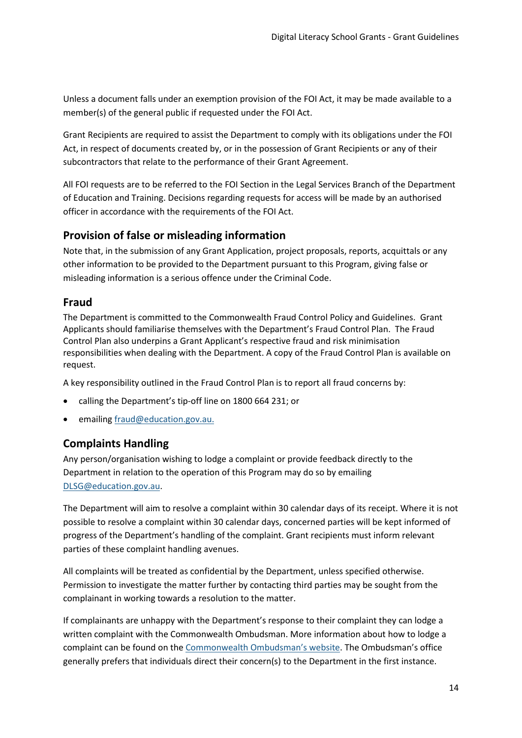Unless a document falls under an exemption provision of the FOI Act, it may be made available to a member(s) of the general public if requested under the FOI Act.

Grant Recipients are required to assist the Department to comply with its obligations under the FOI Act, in respect of documents created by, or in the possession of Grant Recipients or any of their subcontractors that relate to the performance of their Grant Agreement.

All FOI requests are to be referred to the FOI Section in the Legal Services Branch of the Department of Education and Training. Decisions regarding requests for access will be made by an authorised officer in accordance with the requirements of the FOI Act.

## Provision of false or misleading information

Note that, in the submission of any Grant Application, project proposals, reports, acquittals or any other information to be provided to the Department pursuant to this Program, giving false or misleading information is a serious offence under the Criminal Code.

## Fraud

The Department is committed to the Commonwealth Fraud Control Policy and Guidelines. Grant Applicants should familiarise themselves with the Department's Fraud Control Plan. The Fraud Control Plan also underpins a Grant Applicant's respective fraud and risk minimisation responsibilities when dealing with the Department. A copy of the Fraud Control Plan is available on request.

A key responsibility outlined in the Fraud Control Plan is to report all fraud concerns by:

- calling the Department's tip-off line on 1800 664 231; or
- emailing fraud@education.gov.au.

## Complaints Handling

Any person/organisation wishing to lodge a complaint or provide feedback directly to the Department in relation to the operation of this Program may do so by emailing DLSG@education.gov.au.

The Department will aim to resolve a complaint within 30 calendar days of its receipt. Where it is not possible to resolve a complaint within 30 calendar days, concerned parties will be kept informed of progress of the Department's handling of the complaint. Grant recipients must inform relevant parties of these complaint handling avenues.

All complaints will be treated as confidential by the Department, unless specified otherwise. Permission to investigate the matter further by contacting third parties may be sought from the complainant in working towards a resolution to the matter.

If complainants are unhappy with the Department's response to their complaint they can lodge a written complaint with the Commonwealth Ombudsman. More information about how to lodge a complaint can be found on the Commonwealth Ombudsman's website. The Ombudsman's office generally prefers that individuals direct their concern(s) to the Department in the first instance.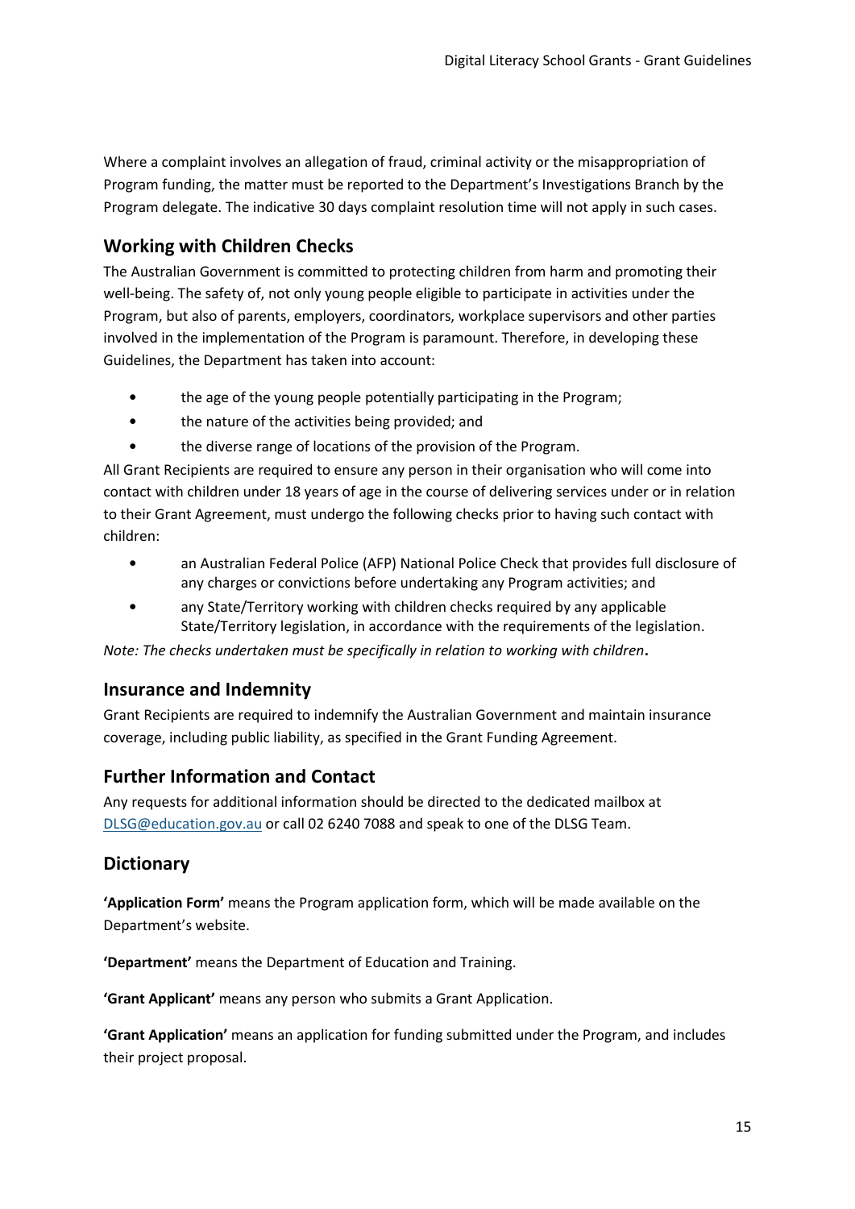Where a complaint involves an allegation of fraud, criminal activity or the misappropriation of Program funding, the matter must be reported to the Department's Investigations Branch by the Program delegate. The indicative 30 days complaint resolution time will not apply in such cases.

## Working with Children Checks

The Australian Government is committed to protecting children from harm and promoting their well-being. The safety of, not only young people eligible to participate in activities under the Program, but also of parents, employers, coordinators, workplace supervisors and other parties involved in the implementation of the Program is paramount. Therefore, in developing these Guidelines, the Department has taken into account:

- the age of the young people potentially participating in the Program;
- the nature of the activities being provided; and
- the diverse range of locations of the provision of the Program.

All Grant Recipients are required to ensure any person in their organisation who will come into contact with children under 18 years of age in the course of delivering services under or in relation to their Grant Agreement, must undergo the following checks prior to having such contact with children:

- an Australian Federal Police (AFP) National Police Check that provides full disclosure of any charges or convictions before undertaking any Program activities; and
- any State/Territory working with children checks required by any applicable State/Territory legislation, in accordance with the requirements of the legislation.

*Note: The checks undertaken must be specifically in relation to working with children***.**

## Insurance and Indemnity

Grant Recipients are required to indemnify the Australian Government and maintain insurance coverage, including public liability, as specified in the Grant Funding Agreement.

## Further Information and Contact

Any requests for additional information should be directed to the dedicated mailbox at DLSG@education.gov.au or call 02 6240 7088 and speak to one of the DLSG Team.

## Dictionary

**'Application Form'** means the Program application form, which will be made available on the Department's website.

**'Department'** means the Department of Education and Training.

**'Grant Applicant'** means any person who submits a Grant Application.

**'Grant Application'** means an application for funding submitted under the Program, and includes their project proposal.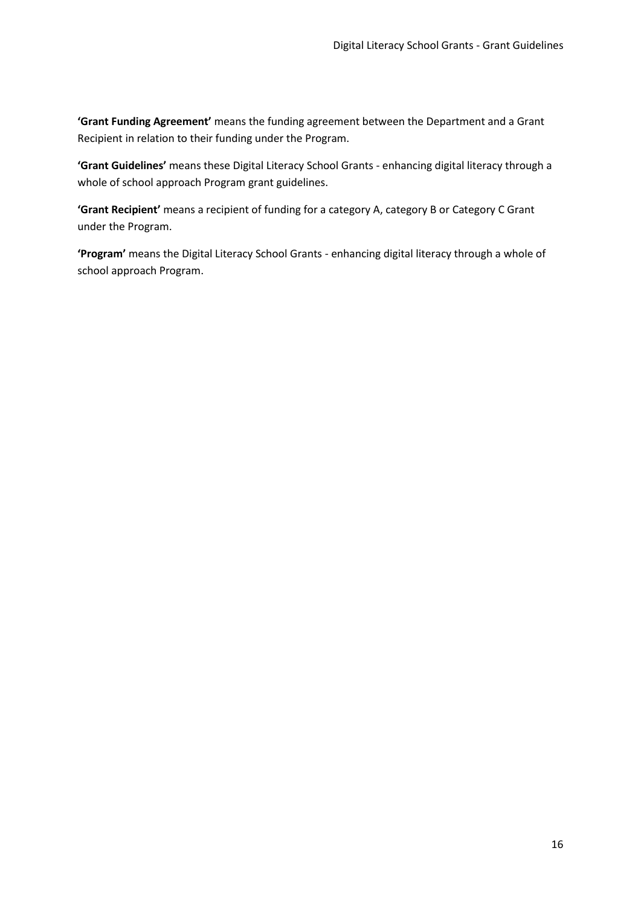**'Grant Funding Agreement'** means the funding agreement between the Department and a Grant Recipient in relation to their funding under the Program.

**'Grant Guidelines'** means these Digital Literacy School Grants - enhancing digital literacy through a whole of school approach Program grant guidelines.

**'Grant Recipient'** means a recipient of funding for a category A, category B or Category C Grant under the Program.

**'Program'** means the Digital Literacy School Grants - enhancing digital literacy through a whole of school approach Program.